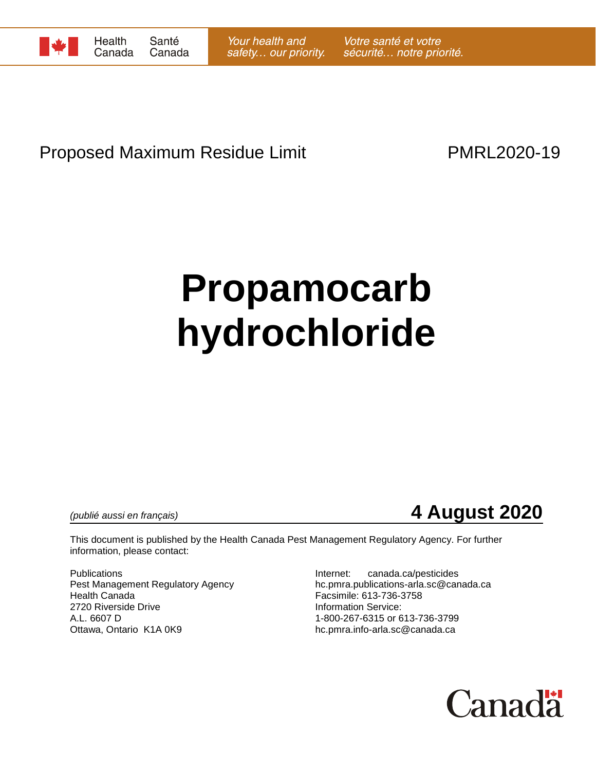Health Canada | Santé Canada

*Your health and safety… our priority.* *Votre santé et votre sécurité… notre priorité.*

Proposed Maximum Residue Limit PMRL2020-19

# Propamocarb hydrochloride

*(publié aussi en français)*

**4 August 2020**

This document is published by the Health Canada Pest Management Regulatory Agency. For further information, please contact:

Publications
Pest Management Regulatory Agency
Health Canada
2720 Riverside Drive
A.L. 6607 D
Ottawa, Ontario K1A 0K9

Internet: canada.ca/pesticides
hc.pmra.publications-arla.sc@canada.ca
Facsimile: 613-736-3758
Information Service:
1-800-267-6315 or 613-736-3799
hc.pmra.info-arla.sc@canada.ca

Canada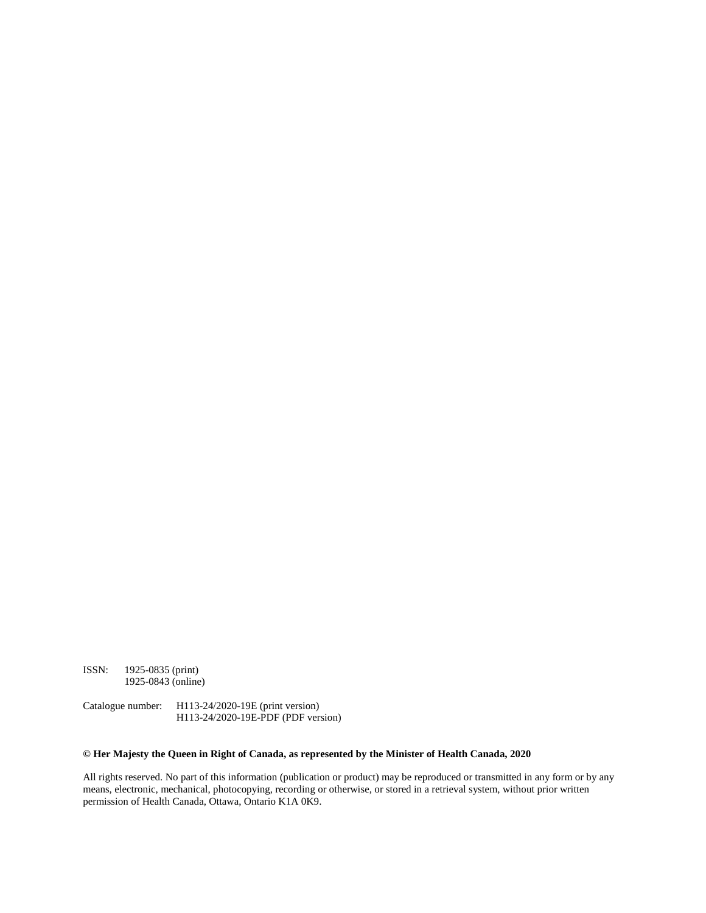ISSN: 1925-0835 (print)
1925-0843 (online)

Catalogue number: H113-24/2020-19E (print version)
H113-24/2020-19E-PDF (PDF version)

**© Her Majesty the Queen in Right of Canada, as represented by the Minister of Health Canada, 2020**

All rights reserved. No part of this information (publication or product) may be reproduced or transmitted in any form or by any means, electronic, mechanical, photocopying, recording or otherwise, or stored in a retrieval system, without prior written permission of Health Canada, Ottawa, Ontario K1A 0K9.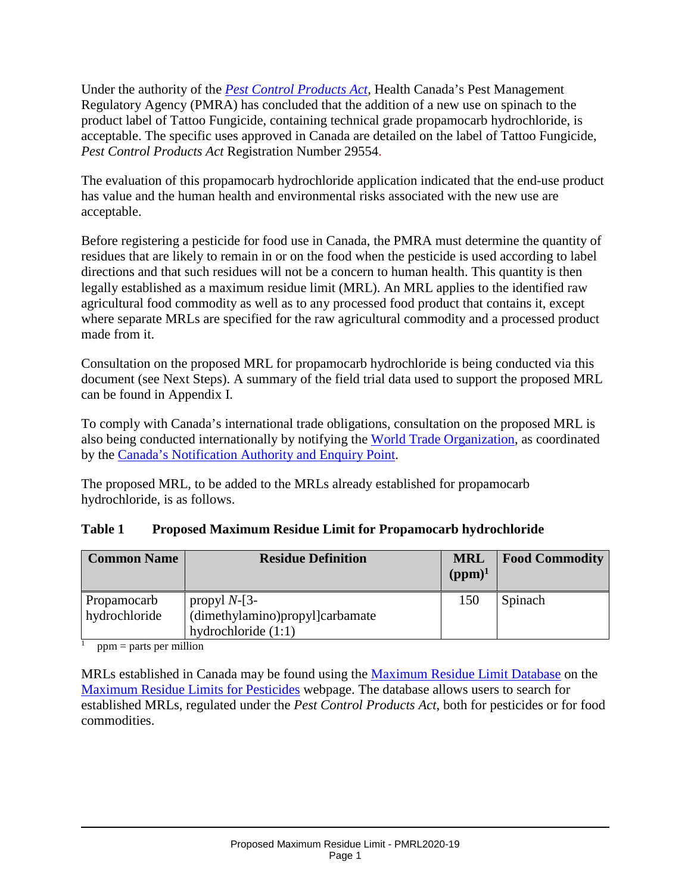Under the authority of the *Pest Control Products Act*, Health Canada's Pest Management Regulatory Agency (PMRA) has concluded that the addition of a new use on spinach to the product label of Tattoo Fungicide, containing technical grade propamocarb hydrochloride, is acceptable. The specific uses approved in Canada are detailed on the label of Tattoo Fungicide, *Pest Control Products Act* Registration Number 29554.

The evaluation of this propamocarb hydrochloride application indicated that the end-use product has value and the human health and environmental risks associated with the new use are acceptable.

Before registering a pesticide for food use in Canada, the PMRA must determine the quantity of residues that are likely to remain in or on the food when the pesticide is used according to label directions and that such residues will not be a concern to human health. This quantity is then legally established as a maximum residue limit (MRL). An MRL applies to the identified raw agricultural food commodity as well as to any processed food product that contains it, except where separate MRLs are specified for the raw agricultural commodity and a processed product made from it.

Consultation on the proposed MRL for propamocarb hydrochloride is being conducted via this document (see Next Steps). A summary of the field trial data used to support the proposed MRL can be found in Appendix I.

To comply with Canada's international trade obligations, consultation on the proposed MRL is also being conducted internationally by notifying the World Trade Organization, as coordinated by the Canada's Notification Authority and Enquiry Point.

The proposed MRL, to be added to the MRLs already established for propamocarb hydrochloride, is as follows.

**Table 1 Proposed Maximum Residue Limit for Propamocarb hydrochloride**

| Common Name | Residue Definition | MRL (ppm)[1] | Food Commodity |
|---|---|---|---|
| Propamocarb hydrochloride | propyl *N*-[3-(dimethylamino)propyl]carbamate hydrochloride (1:1) | 150 | Spinach |

[1] ppm = parts per million

MRLs established in Canada may be found using the Maximum Residue Limit Database on the Maximum Residue Limits for Pesticides webpage. The database allows users to search for established MRLs, regulated under the *Pest Control Products Act*, both for pesticides or for food commodities.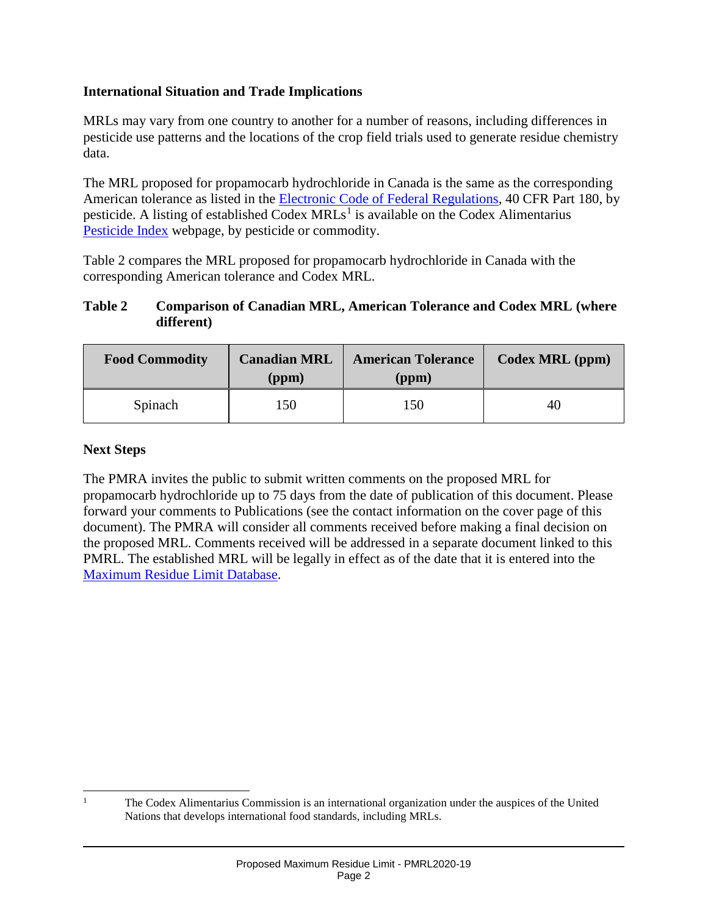## International Situation and Trade Implications

MRLs may vary from one country to another for a number of reasons, including differences in pesticide use patterns and the locations of the crop field trials used to generate residue chemistry data.

The MRL proposed for propamocarb hydrochloride in Canada is the same as the corresponding American tolerance as listed in the Electronic Code of Federal Regulations, 40 CFR Part 180, by pesticide. A listing of established Codex MRLs[1] is available on the Codex Alimentarius Pesticide Index webpage, by pesticide or commodity.

Table 2 compares the MRL proposed for propamocarb hydrochloride in Canada with the corresponding American tolerance and Codex MRL.

**Table 2 Comparison of Canadian MRL, American Tolerance and Codex MRL (where different)**

| Food Commodity | Canadian MRL (ppm) | American Tolerance (ppm) | Codex MRL (ppm) |
|---|---|---|---|
| Spinach | 150 | 150 | 40 |

## Next Steps

The PMRA invites the public to submit written comments on the proposed MRL for propamocarb hydrochloride up to 75 days from the date of publication of this document. Please forward your comments to Publications (see the contact information on the cover page of this document). The PMRA will consider all comments received before making a final decision on the proposed MRL. Comments received will be addressed in a separate document linked to this PMRL. The established MRL will be legally in effect as of the date that it is entered into the Maximum Residue Limit Database.

[1] The Codex Alimentarius Commission is an international organization under the auspices of the United Nations that develops international food standards, including MRLs.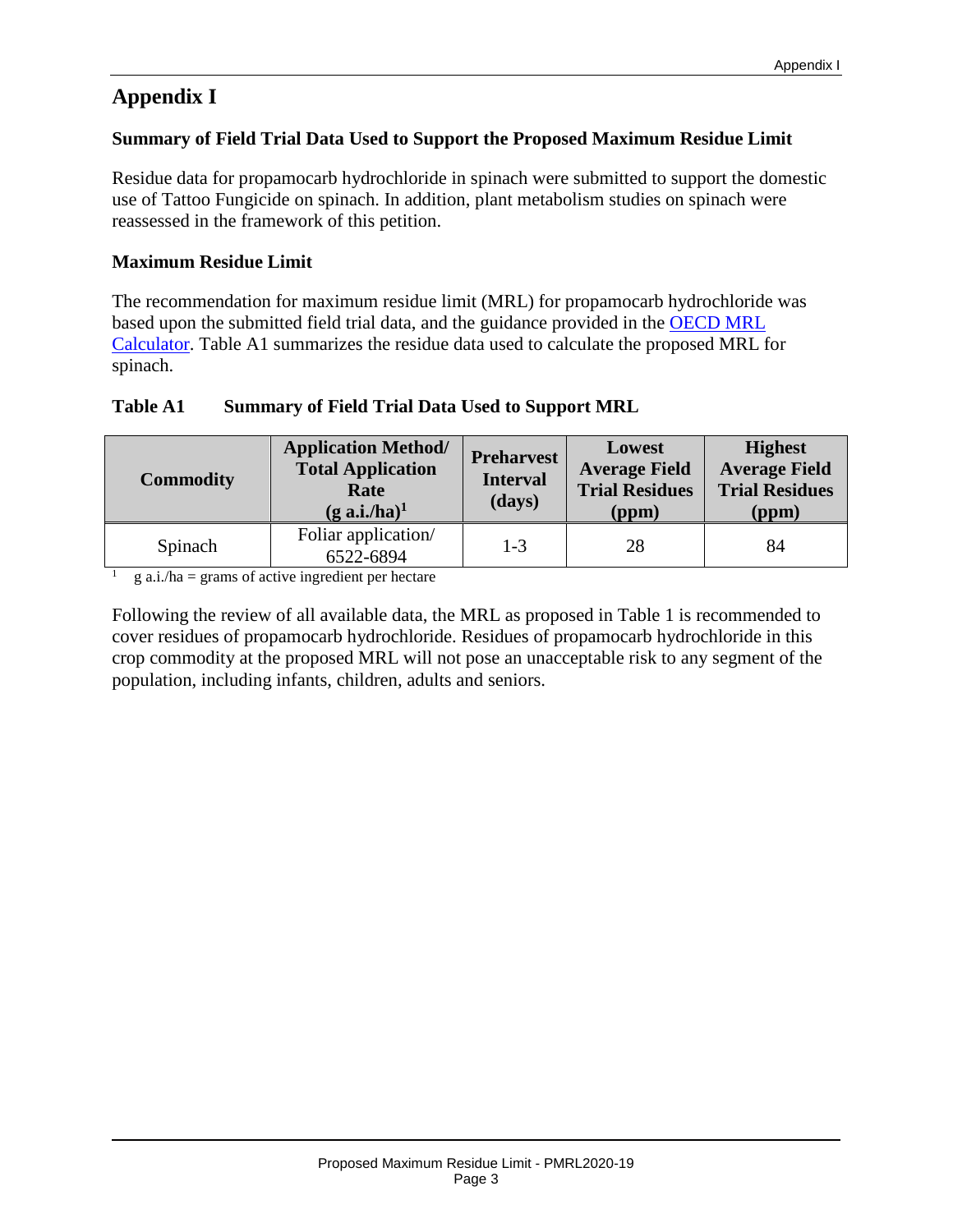# Appendix I

### Summary of Field Trial Data Used to Support the Proposed Maximum Residue Limit

Residue data for propamocarb hydrochloride in spinach were submitted to support the domestic use of Tattoo Fungicide on spinach. In addition, plant metabolism studies on spinach were reassessed in the framework of this petition.

### Maximum Residue Limit

The recommendation for maximum residue limit (MRL) for propamocarb hydrochloride was based upon the submitted field trial data, and the guidance provided in the OECD MRL Calculator. Table A1 summarizes the residue data used to calculate the proposed MRL for spinach.

**Table A1 Summary of Field Trial Data Used to Support MRL**

| Commodity | Application Method/ Total Application Rate (g a.i./ha)[1] | Preharvest Interval (days) | Lowest Average Field Trial Residues (ppm) | Highest Average Field Trial Residues (ppm) |
|---|---|---|---|---|
| Spinach | Foliar application/ 6522-6894 | 1-3 | 28 | 84 |

[1] g a.i./ha = grams of active ingredient per hectare

Following the review of all available data, the MRL as proposed in Table 1 is recommended to cover residues of propamocarb hydrochloride. Residues of propamocarb hydrochloride in this crop commodity at the proposed MRL will not pose an unacceptable risk to any segment of the population, including infants, children, adults and seniors.